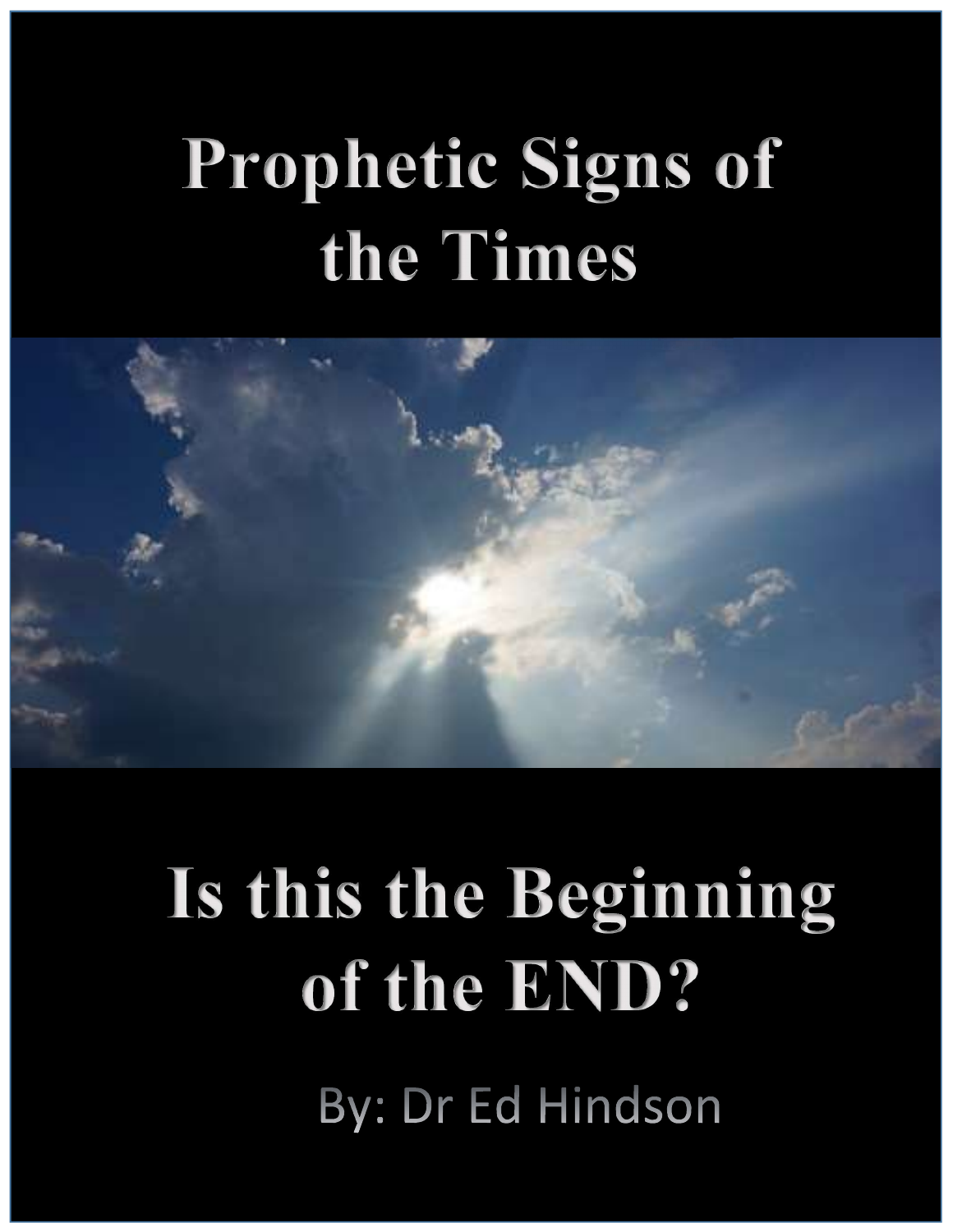# Prophetic Signs of the Times

## Is this the Beginning of the END?

By: Dr Ed Hindson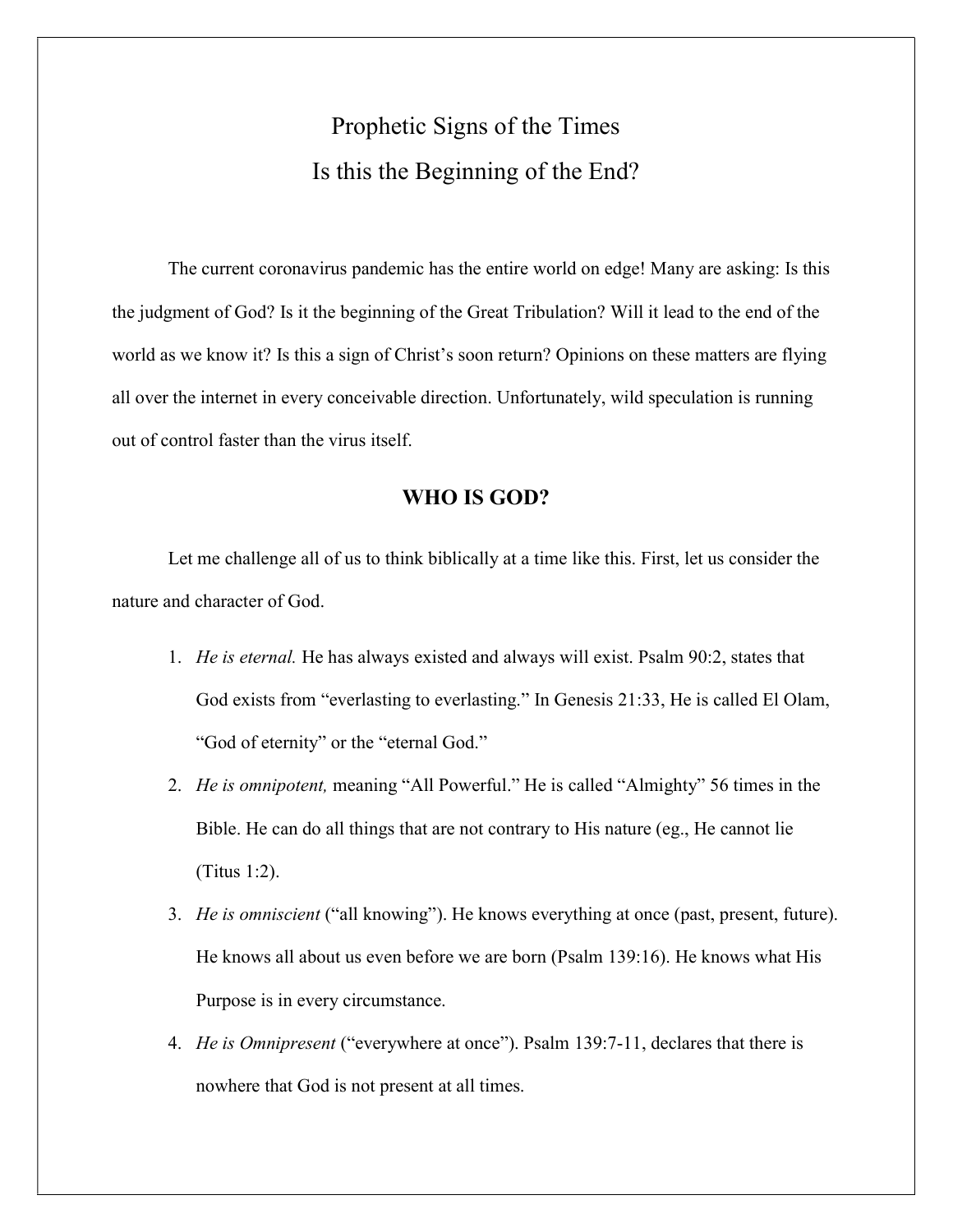# Prophetic Signs of the Times
# Is this the Beginning of the End?

The current coronavirus pandemic has the entire world on edge! Many are asking: Is this the judgment of God? Is it the beginning of the Great Tribulation? Will it lead to the end of the world as we know it? Is this a sign of Christ's soon return? Opinions on these matters are flying all over the internet in every conceivable direction. Unfortunately, wild speculation is running out of control faster than the virus itself.

## WHO IS GOD?

Let me challenge all of us to think biblically at a time like this. First, let us consider the nature and character of God.

1. *He is eternal.* He has always existed and always will exist. Psalm 90:2, states that God exists from "everlasting to everlasting." In Genesis 21:33, He is called El Olam, "God of eternity" or the "eternal God."
2. *He is omnipotent,* meaning "All Powerful." He is called "Almighty" 56 times in the Bible. He can do all things that are not contrary to His nature (eg., He cannot lie (Titus 1:2).
3. *He is omniscient* ("all knowing"). He knows everything at once (past, present, future). He knows all about us even before we are born (Psalm 139:16). He knows what His Purpose is in every circumstance.
4. *He is Omnipresent* ("everywhere at once"). Psalm 139:7-11, declares that there is nowhere that God is not present at all times.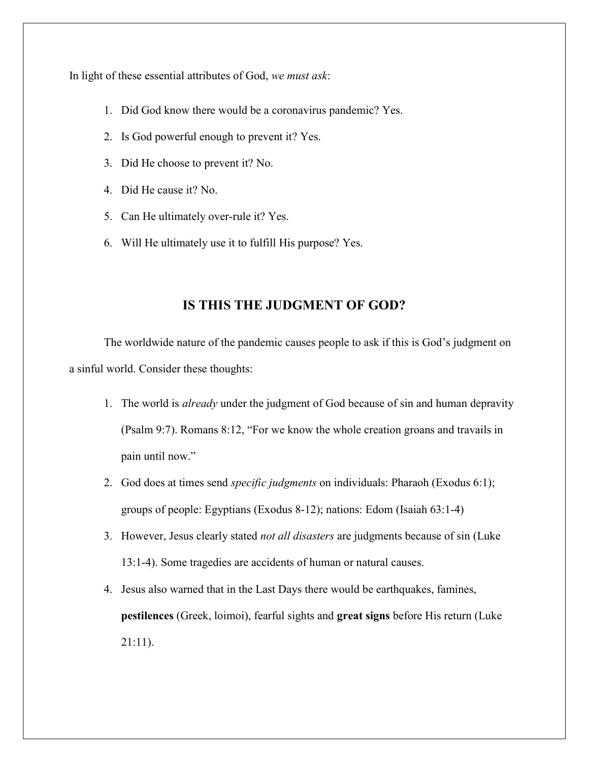In light of these essential attributes of God, *we must ask*:

1. Did God know there would be a coronavirus pandemic? Yes.
2. Is God powerful enough to prevent it? Yes.
3. Did He choose to prevent it? No.
4. Did He cause it? No.
5. Can He ultimately over-rule it? Yes.
6. Will He ultimately use it to fulfill His purpose? Yes.

## IS THIS THE JUDGMENT OF GOD?

The worldwide nature of the pandemic causes people to ask if this is God's judgment on a sinful world. Consider these thoughts:

1. The world is *already* under the judgment of God because of sin and human depravity (Psalm 9:7). Romans 8:12, "For we know the whole creation groans and travails in pain until now."
2. God does at times send *specific judgments* on individuals: Pharaoh (Exodus 6:1); groups of people: Egyptians (Exodus 8-12); nations: Edom (Isaiah 63:1-4)
3. However, Jesus clearly stated *not all disasters* are judgments because of sin (Luke 13:1-4). Some tragedies are accidents of human or natural causes.
4. Jesus also warned that in the Last Days there would be earthquakes, famines, **pestilences** (Greek, loimoi), fearful sights and **great signs** before His return (Luke 21:11).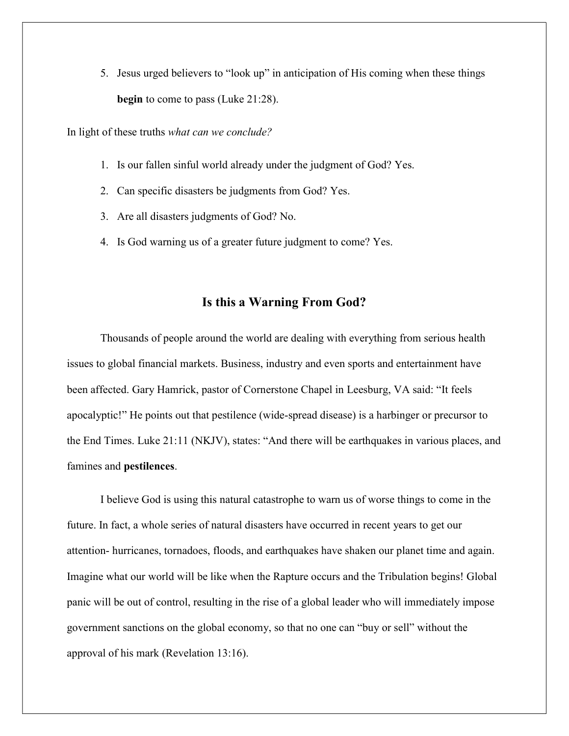5. Jesus urged believers to "look up" in anticipation of His coming when these things **begin** to come to pass (Luke 21:28).

In light of these truths *what can we conclude?*

1. Is our fallen sinful world already under the judgment of God? Yes.
2. Can specific disasters be judgments from God? Yes.
3. Are all disasters judgments of God? No.
4. Is God warning us of a greater future judgment to come? Yes.

## Is this a Warning From God?

Thousands of people around the world are dealing with everything from serious health issues to global financial markets. Business, industry and even sports and entertainment have been affected. Gary Hamrick, pastor of Cornerstone Chapel in Leesburg, VA said: "It feels apocalyptic!" He points out that pestilence (wide-spread disease) is a harbinger or precursor to the End Times. Luke 21:11 (NKJV), states: "And there will be earthquakes in various places, and famines and **pestilences**.

I believe God is using this natural catastrophe to warn us of worse things to come in the future. In fact, a whole series of natural disasters have occurred in recent years to get our attention- hurricanes, tornadoes, floods, and earthquakes have shaken our planet time and again. Imagine what our world will be like when the Rapture occurs and the Tribulation begins! Global panic will be out of control, resulting in the rise of a global leader who will immediately impose government sanctions on the global economy, so that no one can "buy or sell" without the approval of his mark (Revelation 13:16).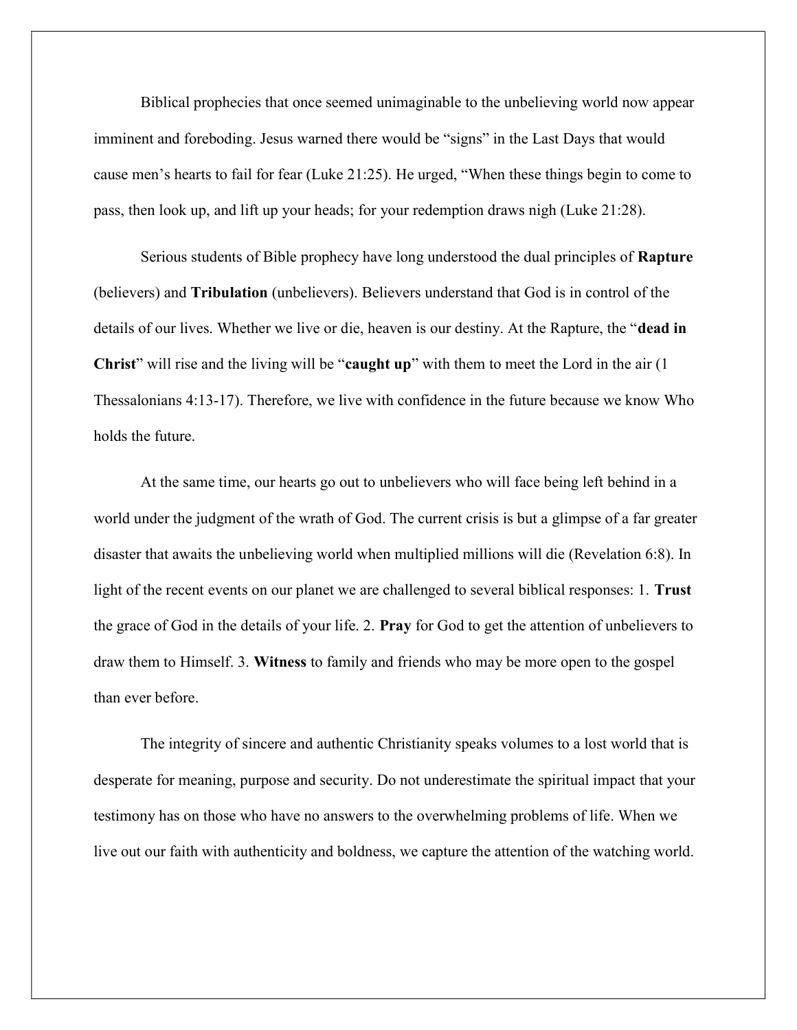Biblical prophecies that once seemed unimaginable to the unbelieving world now appear imminent and foreboding. Jesus warned there would be "signs" in the Last Days that would cause men's hearts to fail for fear (Luke 21:25). He urged, "When these things begin to come to pass, then look up, and lift up your heads; for your redemption draws nigh (Luke 21:28).

Serious students of Bible prophecy have long understood the dual principles of **Rapture** (believers) and **Tribulation** (unbelievers). Believers understand that God is in control of the details of our lives. Whether we live or die, heaven is our destiny. At the Rapture, the "**dead in Christ**" will rise and the living will be "**caught up**" with them to meet the Lord in the air (1 Thessalonians 4:13-17). Therefore, we live with confidence in the future because we know Who holds the future.

At the same time, our hearts go out to unbelievers who will face being left behind in a world under the judgment of the wrath of God. The current crisis is but a glimpse of a far greater disaster that awaits the unbelieving world when multiplied millions will die (Revelation 6:8). In light of the recent events on our planet we are challenged to several biblical responses: 1. **Trust** the grace of God in the details of your life. 2. **Pray** for God to get the attention of unbelievers to draw them to Himself. 3. **Witness** to family and friends who may be more open to the gospel than ever before.

The integrity of sincere and authentic Christianity speaks volumes to a lost world that is desperate for meaning, purpose and security. Do not underestimate the spiritual impact that your testimony has on those who have no answers to the overwhelming problems of life. When we live out our faith with authenticity and boldness, we capture the attention of the watching world.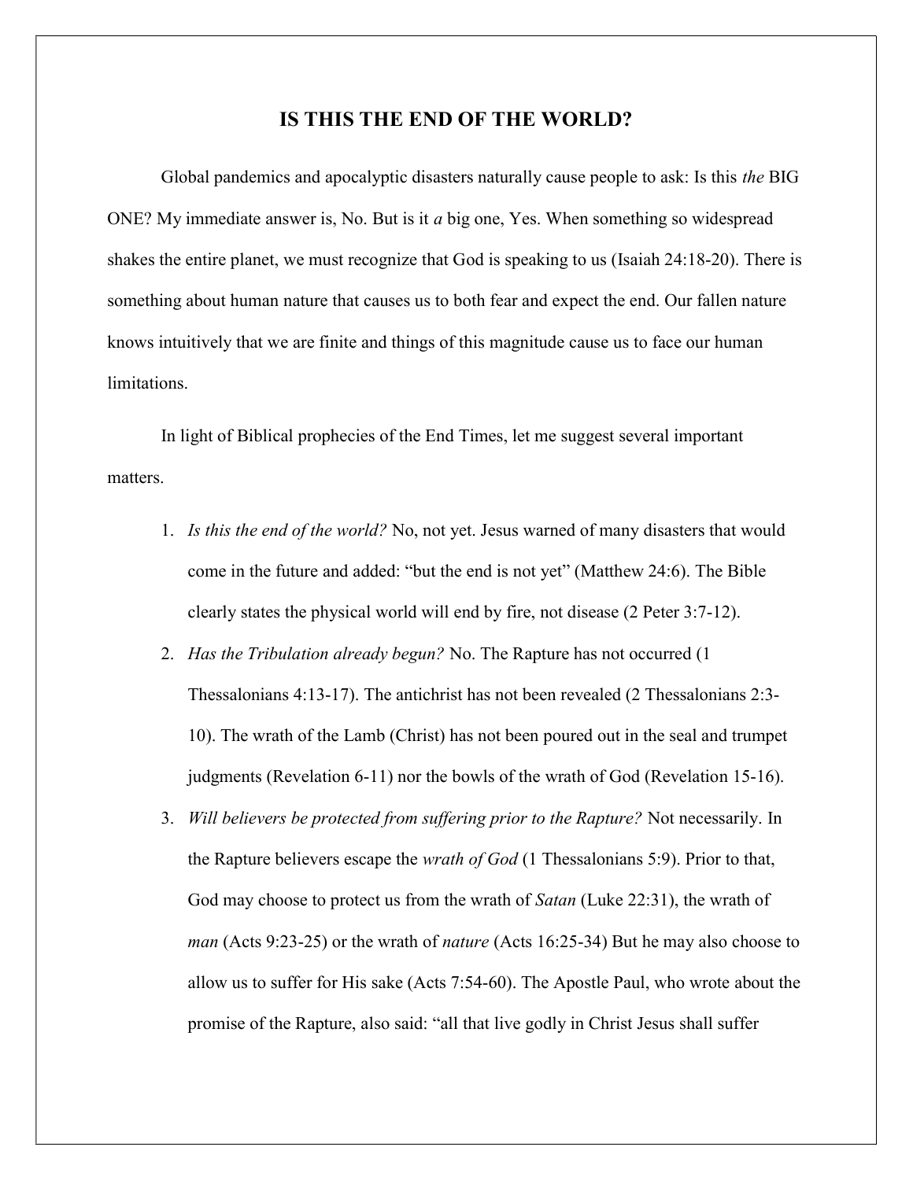# IS THIS THE END OF THE WORLD?

Global pandemics and apocalyptic disasters naturally cause people to ask: Is this *the* BIG ONE? My immediate answer is, No. But is it *a* big one, Yes. When something so widespread shakes the entire planet, we must recognize that God is speaking to us (Isaiah 24:18-20). There is something about human nature that causes us to both fear and expect the end. Our fallen nature knows intuitively that we are finite and things of this magnitude cause us to face our human limitations.

In light of Biblical prophecies of the End Times, let me suggest several important matters.

1. *Is this the end of the world?* No, not yet. Jesus warned of many disasters that would come in the future and added: "but the end is not yet" (Matthew 24:6). The Bible clearly states the physical world will end by fire, not disease (2 Peter 3:7-12).
2. *Has the Tribulation already begun?* No. The Rapture has not occurred (1 Thessalonians 4:13-17). The antichrist has not been revealed (2 Thessalonians 2:3-10). The wrath of the Lamb (Christ) has not been poured out in the seal and trumpet judgments (Revelation 6-11) nor the bowls of the wrath of God (Revelation 15-16).
3. *Will believers be protected from suffering prior to the Rapture?* Not necessarily. In the Rapture believers escape the *wrath of God* (1 Thessalonians 5:9). Prior to that, God may choose to protect us from the wrath of *Satan* (Luke 22:31), the wrath of *man* (Acts 9:23-25) or the wrath of *nature* (Acts 16:25-34) But he may also choose to allow us to suffer for His sake (Acts 7:54-60). The Apostle Paul, who wrote about the promise of the Rapture, also said: "all that live godly in Christ Jesus shall suffer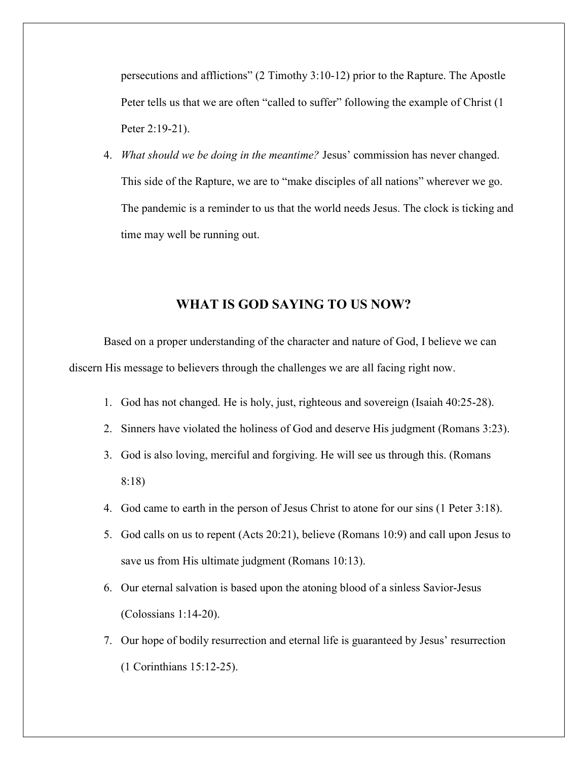persecutions and afflictions" (2 Timothy 3:10-12) prior to the Rapture. The Apostle Peter tells us that we are often "called to suffer" following the example of Christ (1 Peter 2:19-21).

4. *What should we be doing in the meantime?* Jesus' commission has never changed. This side of the Rapture, we are to "make disciples of all nations" wherever we go. The pandemic is a reminder to us that the world needs Jesus. The clock is ticking and time may well be running out.

## WHAT IS GOD SAYING TO US NOW?

Based on a proper understanding of the character and nature of God, I believe we can discern His message to believers through the challenges we are all facing right now.

1. God has not changed. He is holy, just, righteous and sovereign (Isaiah 40:25-28).
2. Sinners have violated the holiness of God and deserve His judgment (Romans 3:23).
3. God is also loving, merciful and forgiving. He will see us through this. (Romans 8:18)
4. God came to earth in the person of Jesus Christ to atone for our sins (1 Peter 3:18).
5. God calls on us to repent (Acts 20:21), believe (Romans 10:9) and call upon Jesus to save us from His ultimate judgment (Romans 10:13).
6. Our eternal salvation is based upon the atoning blood of a sinless Savior-Jesus (Colossians 1:14-20).
7. Our hope of bodily resurrection and eternal life is guaranteed by Jesus' resurrection (1 Corinthians 15:12-25).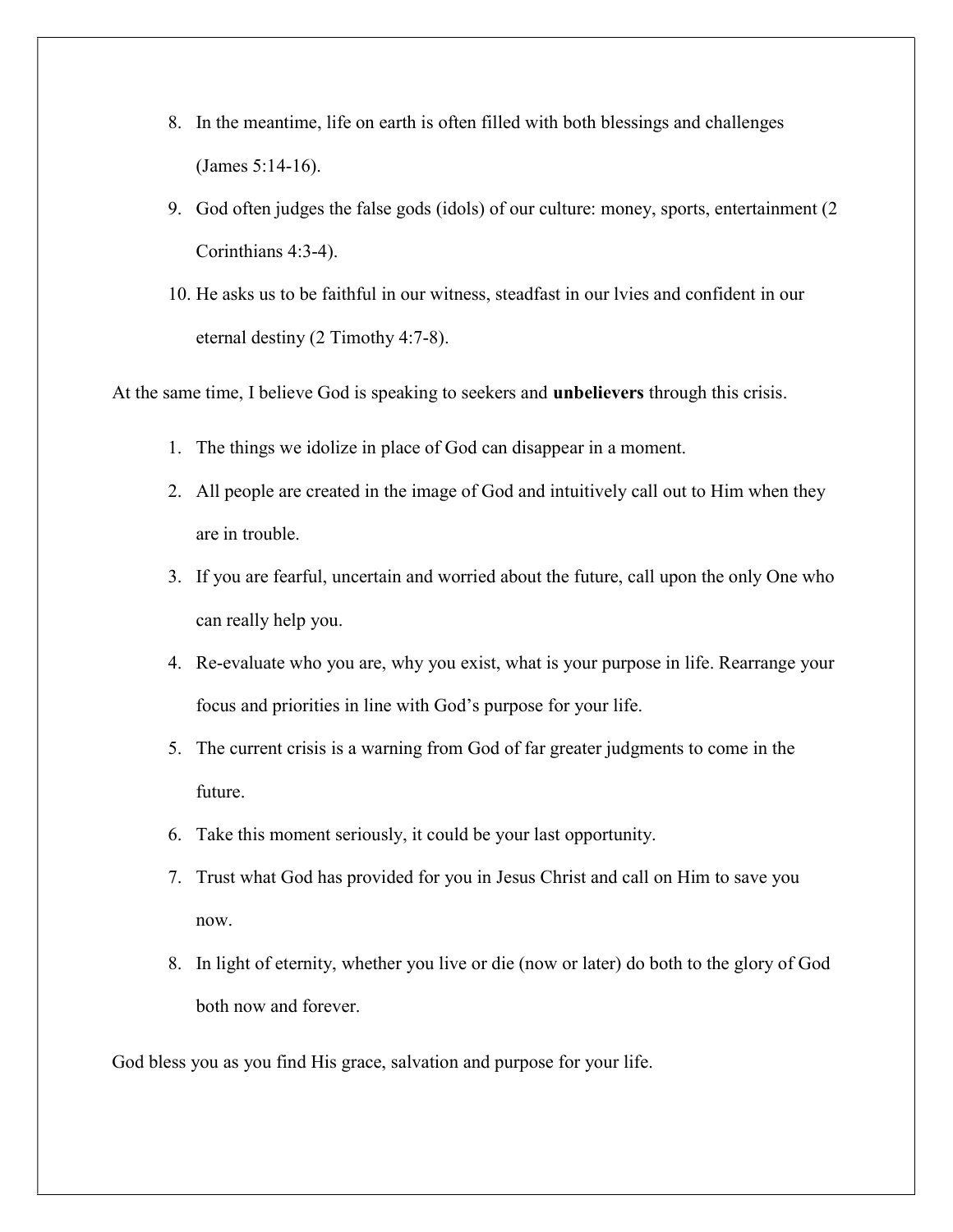8. In the meantime, life on earth is often filled with both blessings and challenges (James 5:14-16).
9. God often judges the false gods (idols) of our culture: money, sports, entertainment (2 Corinthians 4:3-4).
10. He asks us to be faithful in our witness, steadfast in our lvies and confident in our eternal destiny (2 Timothy 4:7-8).

At the same time, I believe God is speaking to seekers and **unbelievers** through this crisis.

1. The things we idolize in place of God can disappear in a moment.
2. All people are created in the image of God and intuitively call out to Him when they are in trouble.
3. If you are fearful, uncertain and worried about the future, call upon the only One who can really help you.
4. Re-evaluate who you are, why you exist, what is your purpose in life. Rearrange your focus and priorities in line with God's purpose for your life.
5. The current crisis is a warning from God of far greater judgments to come in the future.
6. Take this moment seriously, it could be your last opportunity.
7. Trust what God has provided for you in Jesus Christ and call on Him to save you now.
8. In light of eternity, whether you live or die (now or later) do both to the glory of God both now and forever.

God bless you as you find His grace, salvation and purpose for your life.